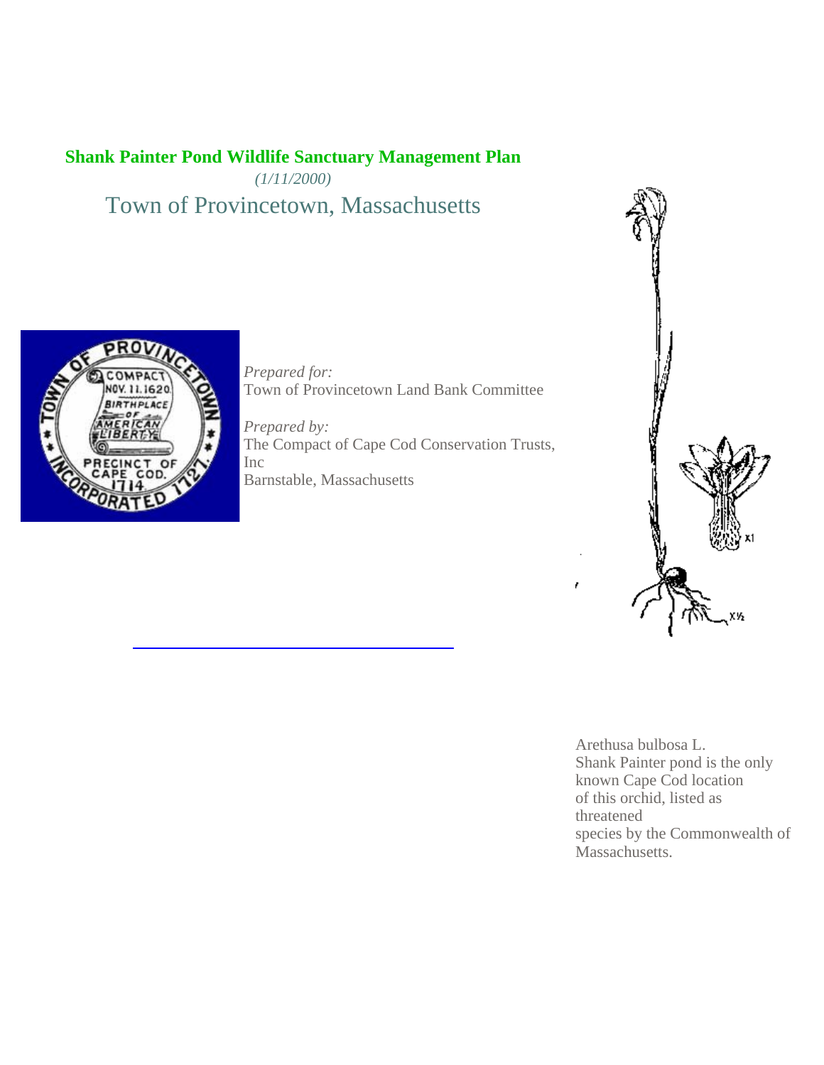# Shank Painter Pond Wildlife Sanctuary Management Plan

*(1/11/2000)*

## Town of Provincetown, Massachusetts

*Prepared for:*
Town of Provincetown Land Bank Committee

*Prepared by:*
The Compact of Cape Cod Conservation Trusts, Inc
Barnstable, Massachusetts

Arethusa bulbosa L.
Shank Painter pond is the only known Cape Cod location of this orchid, listed as threatened species by the Commonwealth of Massachusetts.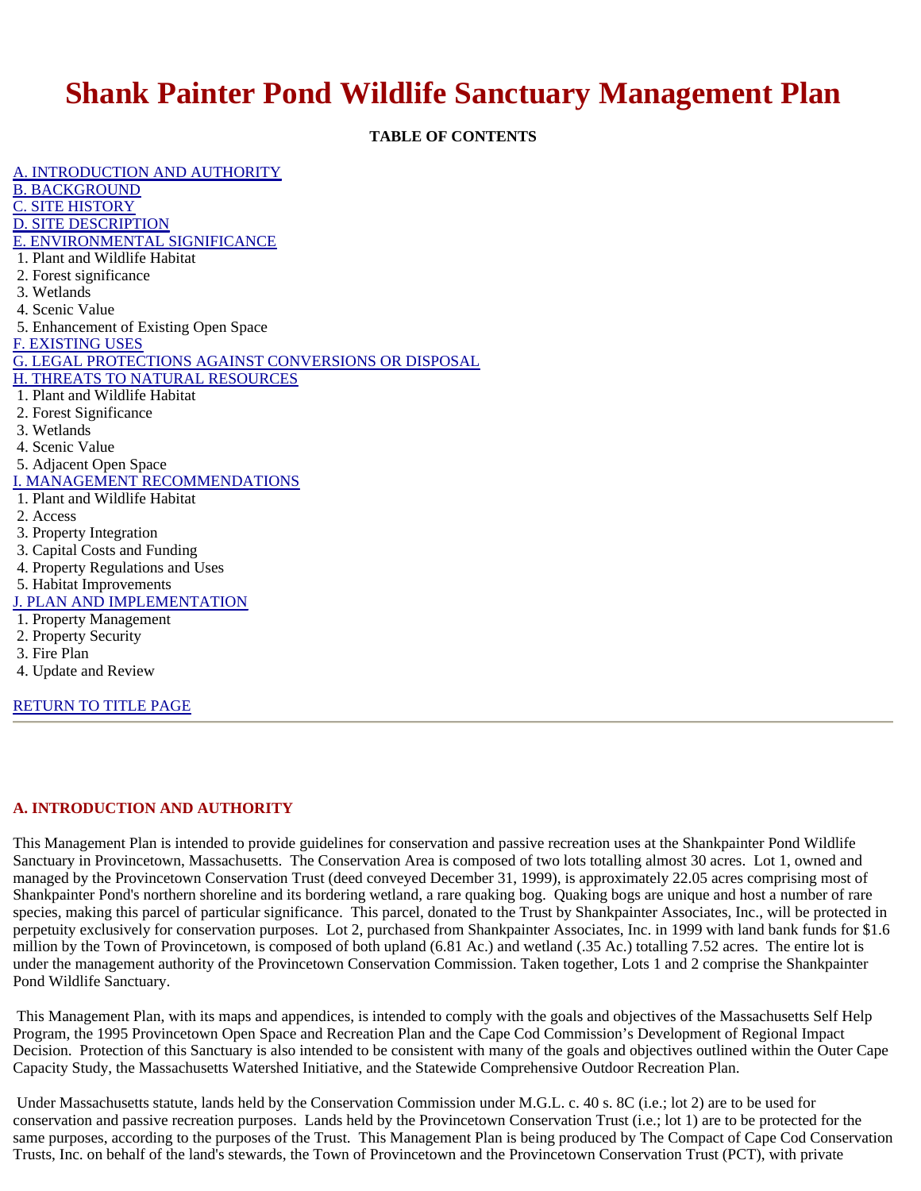# Shank Painter Pond Wildlife Sanctuary Management Plan

**TABLE OF CONTENTS**

[A. INTRODUCTION AND AUTHORITY](#)
[B. BACKGROUND](#)
[C. SITE HISTORY](#)
[D. SITE DESCRIPTION](#)
[E. ENVIRONMENTAL SIGNIFICANCE](#)
1. Plant and Wildlife Habitat
2. Forest significance
3. Wetlands
4. Scenic Value
5. Enhancement of Existing Open Space

[F. EXISTING USES](#)
[G. LEGAL PROTECTIONS AGAINST CONVERSIONS OR DISPOSAL](#)
[H. THREATS TO NATURAL RESOURCES](#)
1. Plant and Wildlife Habitat
2. Forest Significance
3. Wetlands
4. Scenic Value
5. Adjacent Open Space

[I. MANAGEMENT RECOMMENDATIONS](#)
1. Plant and Wildlife Habitat
2. Access
3. Property Integration
3. Capital Costs and Funding
4. Property Regulations and Uses
5. Habitat Improvements

[J. PLAN AND IMPLEMENTATION](#)
1. Property Management
2. Property Security
3. Fire Plan
4. Update and Review

[RETURN TO TITLE PAGE](#)

---

## A. INTRODUCTION AND AUTHORITY

This Management Plan is intended to provide guidelines for conservation and passive recreation uses at the Shankpainter Pond Wildlife Sanctuary in Provincetown, Massachusetts. The Conservation Area is composed of two lots totalling almost 30 acres. Lot 1, owned and managed by the Provincetown Conservation Trust (deed conveyed December 31, 1999), is approximately 22.05 acres comprising most of Shankpainter Pond's northern shoreline and its bordering wetland, a rare quaking bog. Quaking bogs are unique and host a number of rare species, making this parcel of particular significance. This parcel, donated to the Trust by Shankpainter Associates, Inc., will be protected in perpetuity exclusively for conservation purposes. Lot 2, purchased from Shankpainter Associates, Inc. in 1999 with land bank funds for $1.6 million by the Town of Provincetown, is composed of both upland (6.81 Ac.) and wetland (.35 Ac.) totalling 7.52 acres. The entire lot is under the management authority of the Provincetown Conservation Commission. Taken together, Lots 1 and 2 comprise the Shankpainter Pond Wildlife Sanctuary.

This Management Plan, with its maps and appendices, is intended to comply with the goals and objectives of the Massachusetts Self Help Program, the 1995 Provincetown Open Space and Recreation Plan and the Cape Cod Commission's Development of Regional Impact Decision. Protection of this Sanctuary is also intended to be consistent with many of the goals and objectives outlined within the Outer Cape Capacity Study, the Massachusetts Watershed Initiative, and the Statewide Comprehensive Outdoor Recreation Plan.

Under Massachusetts statute, lands held by the Conservation Commission under M.G.L. c. 40 s. 8C (i.e.; lot 2) are to be used for conservation and passive recreation purposes. Lands held by the Provincetown Conservation Trust (i.e.; lot 1) are to be protected for the same purposes, according to the purposes of the Trust. This Management Plan is being produced by The Compact of Cape Cod Conservation Trusts, Inc. on behalf of the land's stewards, the Town of Provincetown and the Provincetown Conservation Trust (PCT), with private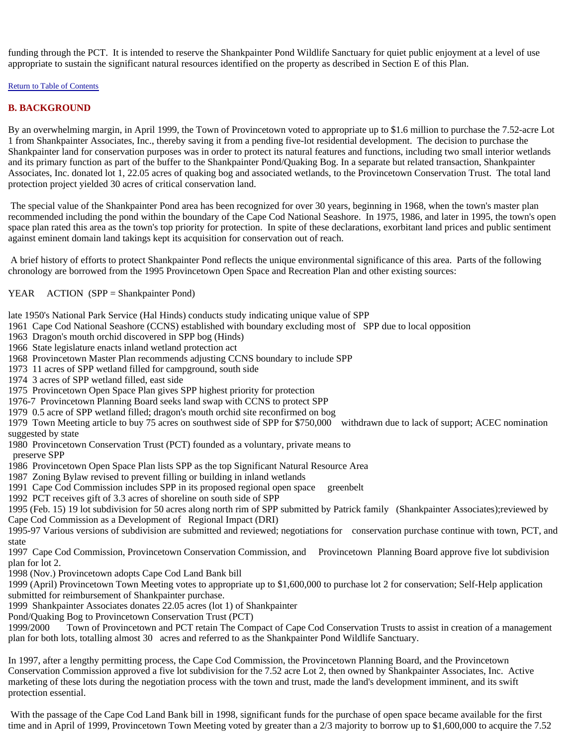funding through the PCT. It is intended to reserve the Shankpainter Pond Wildlife Sanctuary for quiet public enjoyment at a level of use appropriate to sustain the significant natural resources identified on the property as described in Section E of this Plan.

[Return to Table of Contents]

## B. BACKGROUND

By an overwhelming margin, in April 1999, the Town of Provincetown voted to appropriate up to $1.6 million to purchase the 7.52-acre Lot 1 from Shankpainter Associates, Inc., thereby saving it from a pending five-lot residential development. The decision to purchase the Shankpainter land for conservation purposes was in order to protect its natural features and functions, including two small interior wetlands and its primary function as part of the buffer to the Shankpainter Pond/Quaking Bog. In a separate but related transaction, Shankpainter Associates, Inc. donated lot 1, 22.05 acres of quaking bog and associated wetlands, to the Provincetown Conservation Trust. The total land protection project yielded 30 acres of critical conservation land.

The special value of the Shankpainter Pond area has been recognized for over 30 years, beginning in 1968, when the town's master plan recommended including the pond within the boundary of the Cape Cod National Seashore. In 1975, 1986, and later in 1995, the town's open space plan rated this area as the town's top priority for protection. In spite of these declarations, exorbitant land prices and public sentiment against eminent domain land takings kept its acquisition for conservation out of reach.

A brief history of efforts to protect Shankpainter Pond reflects the unique environmental significance of this area. Parts of the following chronology are borrowed from the 1995 Provincetown Open Space and Recreation Plan and other existing sources:

YEAR ACTION (SPP = Shankpainter Pond)

late 1950's National Park Service (Hal Hinds) conducts study indicating unique value of SPP
1961 Cape Cod National Seashore (CCNS) established with boundary excluding most of SPP due to local opposition
1963 Dragon's mouth orchid discovered in SPP bog (Hinds)
1966 State legislature enacts inland wetland protection act
1968 Provincetown Master Plan recommends adjusting CCNS boundary to include SPP
1973 11 acres of SPP wetland filled for campground, south side
1974 3 acres of SPP wetland filled, east side
1975 Provincetown Open Space Plan gives SPP highest priority for protection
1976-7 Provincetown Planning Board seeks land swap with CCNS to protect SPP
1979 0.5 acre of SPP wetland filled; dragon's mouth orchid site reconfirmed on bog
1979 Town Meeting article to buy 75 acres on southwest side of SPP for $750,000 withdrawn due to lack of support; ACEC nomination suggested by state
1980 Provincetown Conservation Trust (PCT) founded as a voluntary, private means to preserve SPP
1986 Provincetown Open Space Plan lists SPP as the top Significant Natural Resource Area
1987 Zoning Bylaw revised to prevent filling or building in inland wetlands
1991 Cape Cod Commission includes SPP in its proposed regional open space greenbelt
1992 PCT receives gift of 3.3 acres of shoreline on south side of SPP
1995 (Feb. 15) 19 lot subdivision for 50 acres along north rim of SPP submitted by Patrick family (Shankpainter Associates);reviewed by Cape Cod Commission as a Development of Regional Impact (DRI)
1995-97 Various versions of subdivision are submitted and reviewed; negotiations for conservation purchase continue with town, PCT, and state
1997 Cape Cod Commission, Provincetown Conservation Commission, and Provincetown Planning Board approve five lot subdivision plan for lot 2.
1998 (Nov.) Provincetown adopts Cape Cod Land Bank bill
1999 (April) Provincetown Town Meeting votes to appropriate up to $1,600,000 to purchase lot 2 for conservation; Self-Help application submitted for reimbursement of Shankpainter purchase.
1999 Shankpainter Associates donates 22.05 acres (lot 1) of Shankpainter Pond/Quaking Bog to Provincetown Conservation Trust (PCT)
1999/2000 Town of Provincetown and PCT retain The Compact of Cape Cod Conservation Trusts to assist in creation of a management plan for both lots, totalling almost 30 acres and referred to as the Shankpainter Pond Wildlife Sanctuary.

In 1997, after a lengthy permitting process, the Cape Cod Commission, the Provincetown Planning Board, and the Provincetown Conservation Commission approved a five lot subdivision for the 7.52 acre Lot 2, then owned by Shankpainter Associates, Inc. Active marketing of these lots during the negotiation process with the town and trust, made the land's development imminent, and its swift protection essential.

With the passage of the Cape Cod Land Bank bill in 1998, significant funds for the purchase of open space became available for the first time and in April of 1999, Provincetown Town Meeting voted by greater than a 2/3 majority to borrow up to $1,600,000 to acquire the 7.52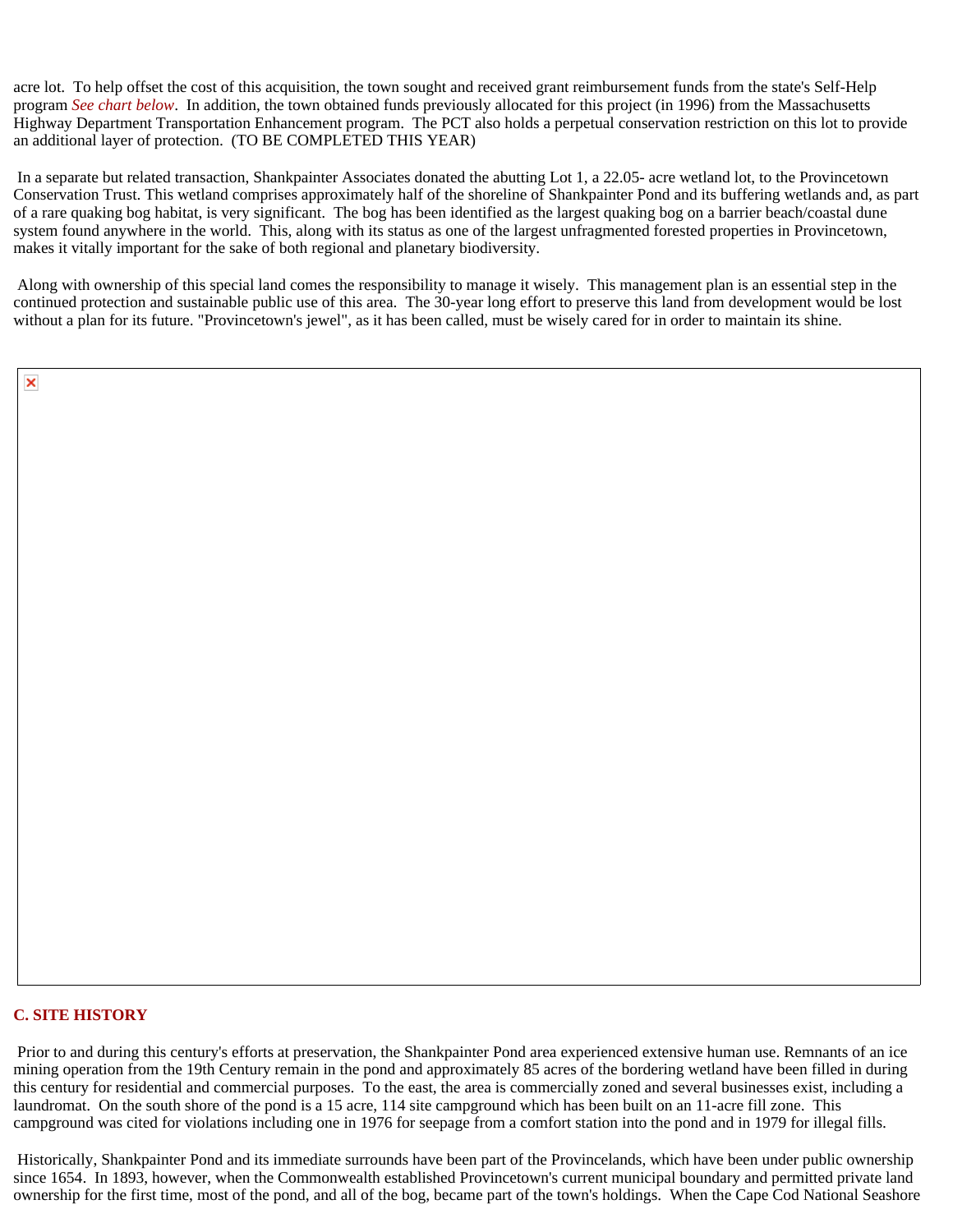acre lot.  To help offset the cost of this acquisition, the town sought and received grant reimbursement funds from the state's Self-Help program *See chart below*.  In addition, the town obtained funds previously allocated for this project (in 1996) from the Massachusetts Highway Department Transportation Enhancement program.  The PCT also holds a perpetual conservation restriction on this lot to provide an additional layer of protection.  (TO BE COMPLETED THIS YEAR)

In a separate but related transaction, Shankpainter Associates donated the abutting Lot 1, a 22.05- acre wetland lot, to the Provincetown Conservation Trust. This wetland comprises approximately half of the shoreline of Shankpainter Pond and its buffering wetlands and, as part of a rare quaking bog habitat, is very significant.  The bog has been identified as the largest quaking bog on a barrier beach/coastal dune system found anywhere in the world.  This, along with its status as one of the largest unfragmented forested properties in Provincetown, makes it vitally important for the sake of both regional and planetary biodiversity.

Along with ownership of this special land comes the responsibility to manage it wisely.  This management plan is an essential step in the continued protection and sustainable public use of this area.  The 30-year long effort to preserve this land from development would be lost without a plan for its future. "Provincetown's jewel", as it has been called, must be wisely cared for in order to maintain its shine.

## C. SITE HISTORY

Prior to and during this century's efforts at preservation, the Shankpainter Pond area experienced extensive human use. Remnants of an ice mining operation from the 19th Century remain in the pond and approximately 85 acres of the bordering wetland have been filled in during this century for residential and commercial purposes.  To the east, the area is commercially zoned and several businesses exist, including a laundromat.  On the south shore of the pond is a 15 acre, 114 site campground which has been built on an 11-acre fill zone.  This campground was cited for violations including one in 1976 for seepage from a comfort station into the pond and in 1979 for illegal fills.

Historically, Shankpainter Pond and its immediate surrounds have been part of the Provincelands, which have been under public ownership since 1654.  In 1893, however, when the Commonwealth established Provincetown's current municipal boundary and permitted private land ownership for the first time, most of the pond, and all of the bog, became part of the town's holdings.  When the Cape Cod National Seashore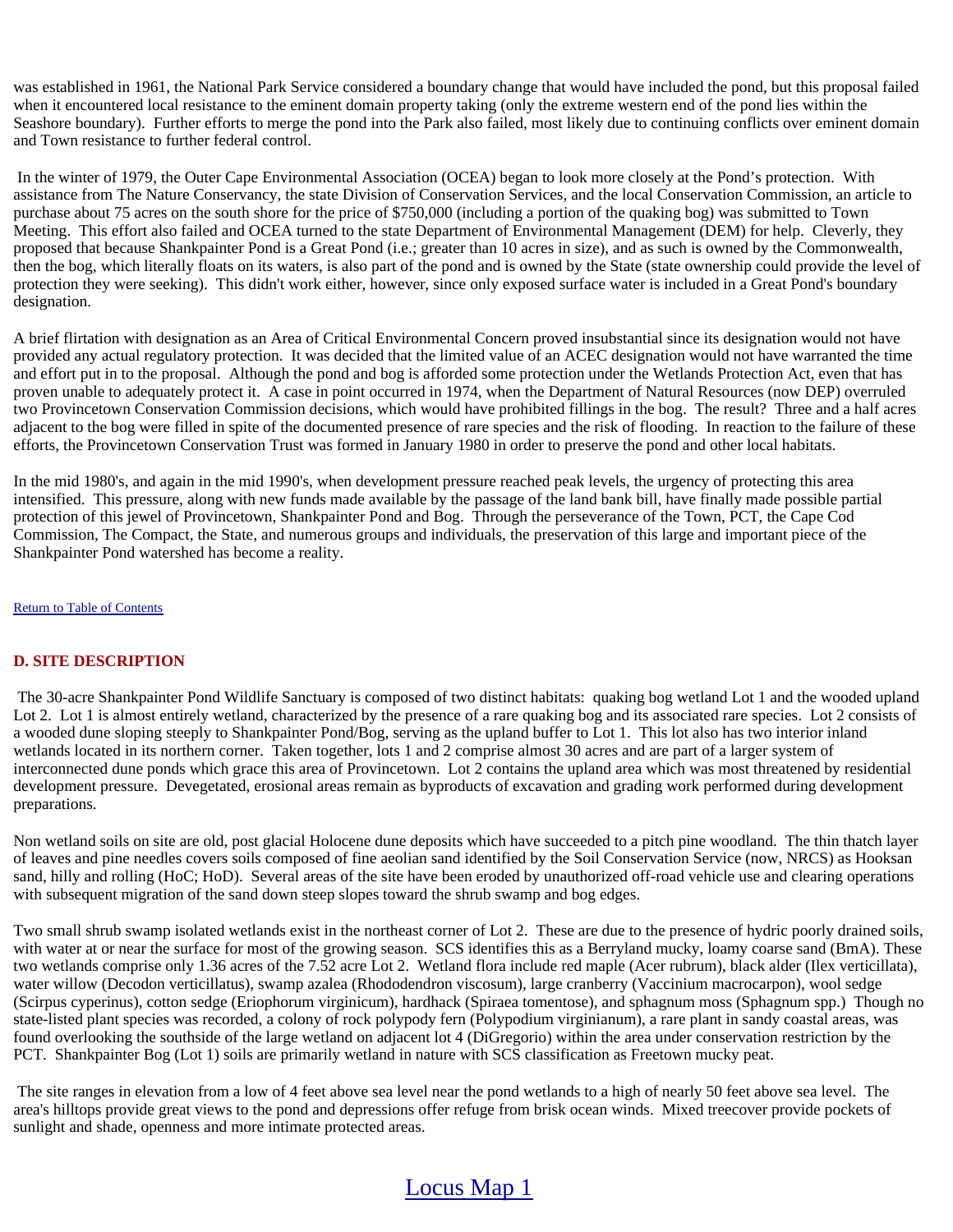was established in 1961, the National Park Service considered a boundary change that would have included the pond, but this proposal failed when it encountered local resistance to the eminent domain property taking (only the extreme western end of the pond lies within the Seashore boundary). Further efforts to merge the pond into the Park also failed, most likely due to continuing conflicts over eminent domain and Town resistance to further federal control.

In the winter of 1979, the Outer Cape Environmental Association (OCEA) began to look more closely at the Pond's protection. With assistance from The Nature Conservancy, the state Division of Conservation Services, and the local Conservation Commission, an article to purchase about 75 acres on the south shore for the price of $750,000 (including a portion of the quaking bog) was submitted to Town Meeting. This effort also failed and OCEA turned to the state Department of Environmental Management (DEM) for help. Cleverly, they proposed that because Shankpainter Pond is a Great Pond (i.e.; greater than 10 acres in size), and as such is owned by the Commonwealth, then the bog, which literally floats on its waters, is also part of the pond and is owned by the State (state ownership could provide the level of protection they were seeking). This didn't work either, however, since only exposed surface water is included in a Great Pond's boundary designation.

A brief flirtation with designation as an Area of Critical Environmental Concern proved insubstantial since its designation would not have provided any actual regulatory protection. It was decided that the limited value of an ACEC designation would not have warranted the time and effort put in to the proposal. Although the pond and bog is afforded some protection under the Wetlands Protection Act, even that has proven unable to adequately protect it. A case in point occurred in 1974, when the Department of Natural Resources (now DEP) overruled two Provincetown Conservation Commission decisions, which would have prohibited fillings in the bog. The result? Three and a half acres adjacent to the bog were filled in spite of the documented presence of rare species and the risk of flooding. In reaction to the failure of these efforts, the Provincetown Conservation Trust was formed in January 1980 in order to preserve the pond and other local habitats.

In the mid 1980's, and again in the mid 1990's, when development pressure reached peak levels, the urgency of protecting this area intensified. This pressure, along with new funds made available by the passage of the land bank bill, have finally made possible partial protection of this jewel of Provincetown, Shankpainter Pond and Bog. Through the perseverance of the Town, PCT, the Cape Cod Commission, The Compact, the State, and numerous groups and individuals, the preservation of this large and important piece of the Shankpainter Pond watershed has become a reality.

Return to Table of Contents

## D. SITE DESCRIPTION

The 30-acre Shankpainter Pond Wildlife Sanctuary is composed of two distinct habitats: quaking bog wetland Lot 1 and the wooded upland Lot 2. Lot 1 is almost entirely wetland, characterized by the presence of a rare quaking bog and its associated rare species. Lot 2 consists of a wooded dune sloping steeply to Shankpainter Pond/Bog, serving as the upland buffer to Lot 1. This lot also has two interior inland wetlands located in its northern corner. Taken together, lots 1 and 2 comprise almost 30 acres and are part of a larger system of interconnected dune ponds which grace this area of Provincetown. Lot 2 contains the upland area which was most threatened by residential development pressure. Devegetated, erosional areas remain as byproducts of excavation and grading work performed during development preparations.

Non wetland soils on site are old, post glacial Holocene dune deposits which have succeeded to a pitch pine woodland. The thin thatch layer of leaves and pine needles covers soils composed of fine aeolian sand identified by the Soil Conservation Service (now, NRCS) as Hooksan sand, hilly and rolling (HoC; HoD). Several areas of the site have been eroded by unauthorized off-road vehicle use and clearing operations with subsequent migration of the sand down steep slopes toward the shrub swamp and bog edges.

Two small shrub swamp isolated wetlands exist in the northeast corner of Lot 2. These are due to the presence of hydric poorly drained soils, with water at or near the surface for most of the growing season. SCS identifies this as a Berryland mucky, loamy coarse sand (BmA). These two wetlands comprise only 1.36 acres of the 7.52 acre Lot 2. Wetland flora include red maple (Acer rubrum), black alder (Ilex verticillata), water willow (Decodon verticillatus), swamp azalea (Rhododendron viscosum), large cranberry (Vaccinium macrocarpon), wool sedge (Scirpus cyperinus), cotton sedge (Eriophorum virginicum), hardhack (Spiraea tomentose), and sphagnum moss (Sphagnum spp.) Though no state-listed plant species was recorded, a colony of rock polypody fern (Polypodium virginianum), a rare plant in sandy coastal areas, was found overlooking the southside of the large wetland on adjacent lot 4 (DiGregorio) within the area under conservation restriction by the PCT. Shankpainter Bog (Lot 1) soils are primarily wetland in nature with SCS classification as Freetown mucky peat.

The site ranges in elevation from a low of 4 feet above sea level near the pond wetlands to a high of nearly 50 feet above sea level. The area's hilltops provide great views to the pond and depressions offer refuge from brisk ocean winds. Mixed treecover provide pockets of sunlight and shade, openness and more intimate protected areas.

Locus Map 1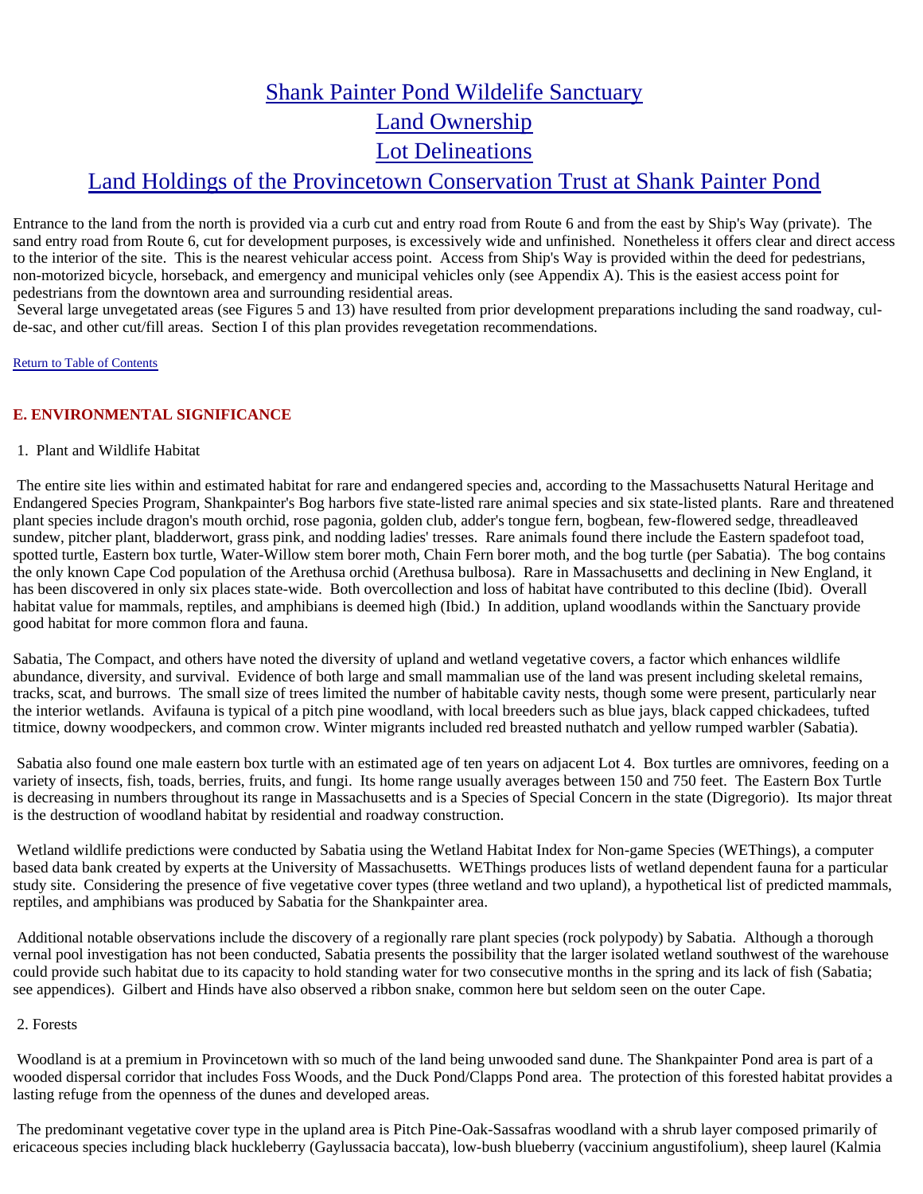# [Shank Painter Pond Wildelife Sanctuary](#)

# [Land Ownership](#)

# [Lot Delineations](#)

# [Land Holdings of the Provincetown Conservation Trust at Shank Painter Pond](#)

Entrance to the land from the north is provided via a curb cut and entry road from Route 6 and from the east by Ship's Way (private). The sand entry road from Route 6, cut for development purposes, is excessively wide and unfinished. Nonetheless it offers clear and direct access to the interior of the site. This is the nearest vehicular access point. Access from Ship's Way is provided within the deed for pedestrians, non-motorized bicycle, horseback, and emergency and municipal vehicles only (see Appendix A). This is the easiest access point for pedestrians from the downtown area and surrounding residential areas.

Several large unvegetated areas (see Figures 5 and 13) have resulted from prior development preparations including the sand roadway, cul-de-sac, and other cut/fill areas. Section I of this plan provides revegetation recommendations.

[Return to Table of Contents](#)

## E. ENVIRONMENTAL SIGNIFICANCE

### 1. Plant and Wildlife Habitat

The entire site lies within and estimated habitat for rare and endangered species and, according to the Massachusetts Natural Heritage and Endangered Species Program, Shankpainter's Bog harbors five state-listed rare animal species and six state-listed plants. Rare and threatened plant species include dragon's mouth orchid, rose pagonia, golden club, adder's tongue fern, bogbean, few-flowered sedge, threadleaved sundew, pitcher plant, bladderwort, grass pink, and nodding ladies' tresses. Rare animals found there include the Eastern spadefoot toad, spotted turtle, Eastern box turtle, Water-Willow stem borer moth, Chain Fern borer moth, and the bog turtle (per Sabatia). The bog contains the only known Cape Cod population of the Arethusa orchid (Arethusa bulbosa). Rare in Massachusetts and declining in New England, it has been discovered in only six places state-wide. Both overcollection and loss of habitat have contributed to this decline (Ibid). Overall habitat value for mammals, reptiles, and amphibians is deemed high (Ibid.) In addition, upland woodlands within the Sanctuary provide good habitat for more common flora and fauna.

Sabatia, The Compact, and others have noted the diversity of upland and wetland vegetative covers, a factor which enhances wildlife abundance, diversity, and survival. Evidence of both large and small mammalian use of the land was present including skeletal remains, tracks, scat, and burrows. The small size of trees limited the number of habitable cavity nests, though some were present, particularly near the interior wetlands. Avifauna is typical of a pitch pine woodland, with local breeders such as blue jays, black capped chickadees, tufted titmice, downy woodpeckers, and common crow. Winter migrants included red breasted nuthatch and yellow rumped warbler (Sabatia).

Sabatia also found one male eastern box turtle with an estimated age of ten years on adjacent Lot 4. Box turtles are omnivores, feeding on a variety of insects, fish, toads, berries, fruits, and fungi. Its home range usually averages between 150 and 750 feet. The Eastern Box Turtle is decreasing in numbers throughout its range in Massachusetts and is a Species of Special Concern in the state (Digregorio). Its major threat is the destruction of woodland habitat by residential and roadway construction.

Wetland wildlife predictions were conducted by Sabatia using the Wetland Habitat Index for Non-game Species (WEThings), a computer based data bank created by experts at the University of Massachusetts. WEThings produces lists of wetland dependent fauna for a particular study site. Considering the presence of five vegetative cover types (three wetland and two upland), a hypothetical list of predicted mammals, reptiles, and amphibians was produced by Sabatia for the Shankpainter area.

Additional notable observations include the discovery of a regionally rare plant species (rock polypody) by Sabatia. Although a thorough vernal pool investigation has not been conducted, Sabatia presents the possibility that the larger isolated wetland southwest of the warehouse could provide such habitat due to its capacity to hold standing water for two consecutive months in the spring and its lack of fish (Sabatia; see appendices). Gilbert and Hinds have also observed a ribbon snake, common here but seldom seen on the outer Cape.

### 2. Forests

Woodland is at a premium in Provincetown with so much of the land being unwooded sand dune. The Shankpainter Pond area is part of a wooded dispersal corridor that includes Foss Woods, and the Duck Pond/Clapps Pond area. The protection of this forested habitat provides a lasting refuge from the openness of the dunes and developed areas.

The predominant vegetative cover type in the upland area is Pitch Pine-Oak-Sassafras woodland with a shrub layer composed primarily of ericaceous species including black huckleberry (Gaylussacia baccata), low-bush blueberry (vaccinium angustifolium), sheep laurel (Kalmia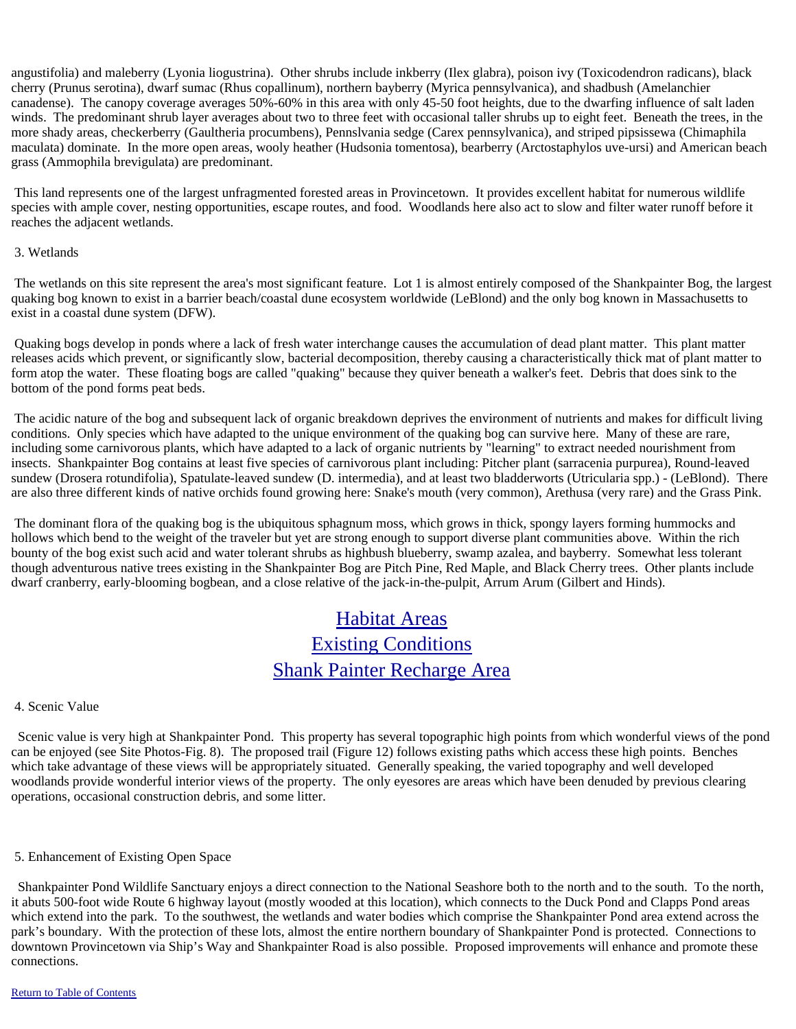angustifolia) and maleberry (Lyonia liogustrina). Other shrubs include inkberry (Ilex glabra), poison ivy (Toxicodendron radicans), black cherry (Prunus serotina), dwarf sumac (Rhus copallinum), northern bayberry (Myrica pennsylvanica), and shadbush (Amelanchier canadense). The canopy coverage averages 50%-60% in this area with only 45-50 foot heights, due to the dwarfing influence of salt laden winds. The predominant shrub layer averages about two to three feet with occasional taller shrubs up to eight feet. Beneath the trees, in the more shady areas, checkerberry (Gaultheria procumbens), Pennslvania sedge (Carex pennsylvanica), and striped pipsissewa (Chimaphila maculata) dominate. In the more open areas, wooly heather (Hudsonia tomentosa), bearberry (Arctostaphylos uve-ursi) and American beach grass (Ammophila brevigulata) are predominant.

This land represents one of the largest unfragmented forested areas in Provincetown. It provides excellent habitat for numerous wildlife species with ample cover, nesting opportunities, escape routes, and food. Woodlands here also act to slow and filter water runoff before it reaches the adjacent wetlands.

3. Wetlands

The wetlands on this site represent the area's most significant feature. Lot 1 is almost entirely composed of the Shankpainter Bog, the largest quaking bog known to exist in a barrier beach/coastal dune ecosystem worldwide (LeBlond) and the only bog known in Massachusetts to exist in a coastal dune system (DFW).

Quaking bogs develop in ponds where a lack of fresh water interchange causes the accumulation of dead plant matter. This plant matter releases acids which prevent, or significantly slow, bacterial decomposition, thereby causing a characteristically thick mat of plant matter to form atop the water. These floating bogs are called "quaking" because they quiver beneath a walker's feet. Debris that does sink to the bottom of the pond forms peat beds.

The acidic nature of the bog and subsequent lack of organic breakdown deprives the environment of nutrients and makes for difficult living conditions. Only species which have adapted to the unique environment of the quaking bog can survive here. Many of these are rare, including some carnivorous plants, which have adapted to a lack of organic nutrients by "learning" to extract needed nourishment from insects. Shankpainter Bog contains at least five species of carnivorous plant including: Pitcher plant (sarracenia purpurea), Round-leaved sundew (Drosera rotundifolia), Spatulate-leaved sundew (D. intermedia), and at least two bladderworts (Utricularia spp.) - (LeBlond). There are also three different kinds of native orchids found growing here: Snake's mouth (very common), Arethusa (very rare) and the Grass Pink.

The dominant flora of the quaking bog is the ubiquitous sphagnum moss, which grows in thick, spongy layers forming hummocks and hollows which bend to the weight of the traveler but yet are strong enough to support diverse plant communities above. Within the rich bounty of the bog exist such acid and water tolerant shrubs as highbush blueberry, swamp azalea, and bayberry. Somewhat less tolerant though adventurous native trees existing in the Shankpainter Bog are Pitch Pine, Red Maple, and Black Cherry trees. Other plants include dwarf cranberry, early-blooming bogbean, and a close relative of the jack-in-the-pulpit, Arrum Arum (Gilbert and Hinds).

Habitat Areas
Existing Conditions
Shank Painter Recharge Area

4. Scenic Value

Scenic value is very high at Shankpainter Pond. This property has several topographic high points from which wonderful views of the pond can be enjoyed (see Site Photos-Fig. 8). The proposed trail (Figure 12) follows existing paths which access these high points. Benches which take advantage of these views will be appropriately situated. Generally speaking, the varied topography and well developed woodlands provide wonderful interior views of the property. The only eyesores are areas which have been denuded by previous clearing operations, occasional construction debris, and some litter.

5. Enhancement of Existing Open Space

Shankpainter Pond Wildlife Sanctuary enjoys a direct connection to the National Seashore both to the north and to the south. To the north, it abuts 500-foot wide Route 6 highway layout (mostly wooded at this location), which connects to the Duck Pond and Clapps Pond areas which extend into the park. To the southwest, the wetlands and water bodies which comprise the Shankpainter Pond area extend across the park's boundary. With the protection of these lots, almost the entire northern boundary of Shankpainter Pond is protected. Connections to downtown Provincetown via Ship's Way and Shankpainter Road is also possible. Proposed improvements will enhance and promote these connections.

Return to Table of Contents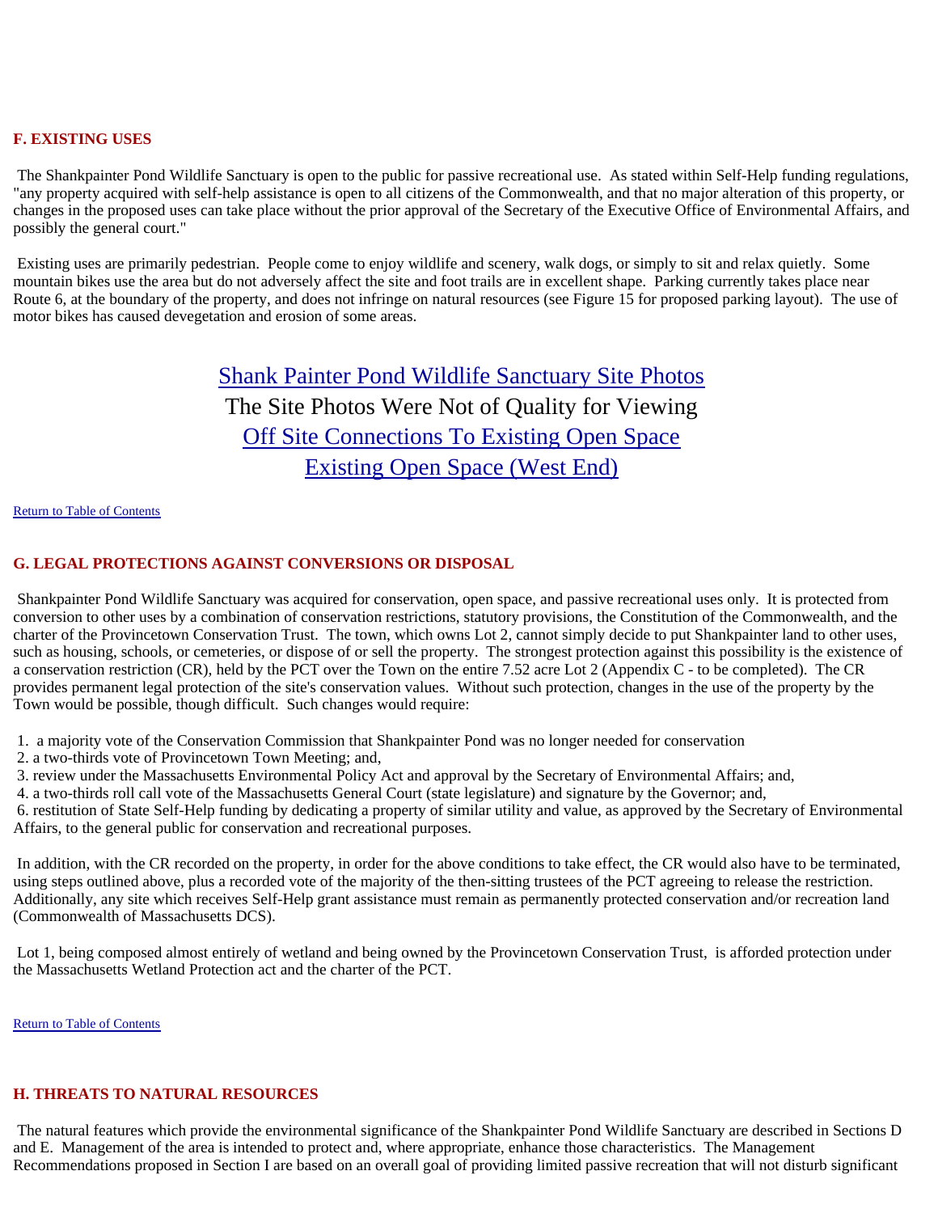## F. EXISTING USES

The Shankpainter Pond Wildlife Sanctuary is open to the public for passive recreational use. As stated within Self-Help funding regulations, "any property acquired with self-help assistance is open to all citizens of the Commonwealth, and that no major alteration of this property, or changes in the proposed uses can take place without the prior approval of the Secretary of the Executive Office of Environmental Affairs, and possibly the general court."

Existing uses are primarily pedestrian. People come to enjoy wildlife and scenery, walk dogs, or simply to sit and relax quietly. Some mountain bikes use the area but do not adversely affect the site and foot trails are in excellent shape. Parking currently takes place near Route 6, at the boundary of the property, and does not infringe on natural resources (see Figure 15 for proposed parking layout). The use of motor bikes has caused devegetation and erosion of some areas.

Shank Painter Pond Wildlife Sanctuary Site Photos

The Site Photos Were Not of Quality for Viewing

Off Site Connections To Existing Open Space

Existing Open Space (West End)

Return to Table of Contents

## G. LEGAL PROTECTIONS AGAINST CONVERSIONS OR DISPOSAL

Shankpainter Pond Wildlife Sanctuary was acquired for conservation, open space, and passive recreational uses only. It is protected from conversion to other uses by a combination of conservation restrictions, statutory provisions, the Constitution of the Commonwealth, and the charter of the Provincetown Conservation Trust. The town, which owns Lot 2, cannot simply decide to put Shankpainter land to other uses, such as housing, schools, or cemeteries, or dispose of or sell the property. The strongest protection against this possibility is the existence of a conservation restriction (CR), held by the PCT over the Town on the entire 7.52 acre Lot 2 (Appendix C - to be completed). The CR provides permanent legal protection of the site's conservation values. Without such protection, changes in the use of the property by the Town would be possible, though difficult. Such changes would require:

1. a majority vote of the Conservation Commission that Shankpainter Pond was no longer needed for conservation
2. a two-thirds vote of Provincetown Town Meeting; and,
3. review under the Massachusetts Environmental Policy Act and approval by the Secretary of Environmental Affairs; and,
4. a two-thirds roll call vote of the Massachusetts General Court (state legislature) and signature by the Governor; and,
6. restitution of State Self-Help funding by dedicating a property of similar utility and value, as approved by the Secretary of Environmental Affairs, to the general public for conservation and recreational purposes.

In addition, with the CR recorded on the property, in order for the above conditions to take effect, the CR would also have to be terminated, using steps outlined above, plus a recorded vote of the majority of the then-sitting trustees of the PCT agreeing to release the restriction. Additionally, any site which receives Self-Help grant assistance must remain as permanently protected conservation and/or recreation land (Commonwealth of Massachusetts DCS).

Lot 1, being composed almost entirely of wetland and being owned by the Provincetown Conservation Trust, is afforded protection under the Massachusetts Wetland Protection act and the charter of the PCT.

Return to Table of Contents

## H. THREATS TO NATURAL RESOURCES

The natural features which provide the environmental significance of the Shankpainter Pond Wildlife Sanctuary are described in Sections D and E. Management of the area is intended to protect and, where appropriate, enhance those characteristics. The Management Recommendations proposed in Section I are based on an overall goal of providing limited passive recreation that will not disturb significant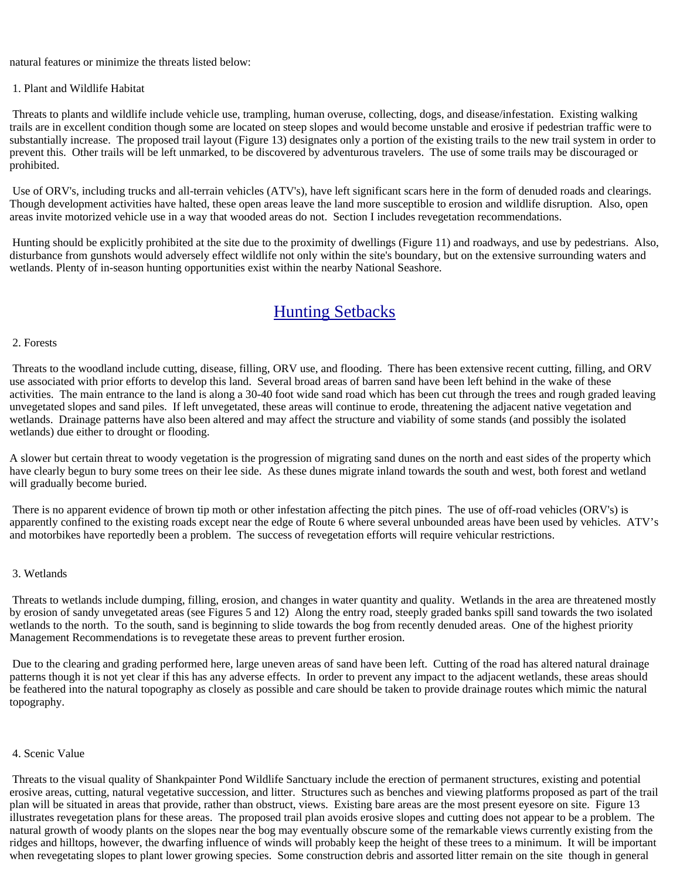natural features or minimize the threats listed below:

1. Plant and Wildlife Habitat

Threats to plants and wildlife include vehicle use, trampling, human overuse, collecting, dogs, and disease/infestation. Existing walking trails are in excellent condition though some are located on steep slopes and would become unstable and erosive if pedestrian traffic were to substantially increase. The proposed trail layout (Figure 13) designates only a portion of the existing trails to the new trail system in order to prevent this. Other trails will be left unmarked, to be discovered by adventurous travelers. The use of some trails may be discouraged or prohibited.

Use of ORV's, including trucks and all-terrain vehicles (ATV's), have left significant scars here in the form of denuded roads and clearings. Though development activities have halted, these open areas leave the land more susceptible to erosion and wildlife disruption. Also, open areas invite motorized vehicle use in a way that wooded areas do not. Section I includes revegetation recommendations.

Hunting should be explicitly prohibited at the site due to the proximity of dwellings (Figure 11) and roadways, and use by pedestrians. Also, disturbance from gunshots would adversely effect wildlife not only within the site's boundary, but on the extensive surrounding waters and wetlands. Plenty of in-season hunting opportunities exist within the nearby National Seashore.

## Hunting Setbacks

2. Forests

Threats to the woodland include cutting, disease, filling, ORV use, and flooding. There has been extensive recent cutting, filling, and ORV use associated with prior efforts to develop this land. Several broad areas of barren sand have been left behind in the wake of these activities. The main entrance to the land is along a 30-40 foot wide sand road which has been cut through the trees and rough graded leaving unvegetated slopes and sand piles. If left unvegetated, these areas will continue to erode, threatening the adjacent native vegetation and wetlands. Drainage patterns have also been altered and may affect the structure and viability of some stands (and possibly the isolated wetlands) due either to drought or flooding.

A slower but certain threat to woody vegetation is the progression of migrating sand dunes on the north and east sides of the property which have clearly begun to bury some trees on their lee side. As these dunes migrate inland towards the south and west, both forest and wetland will gradually become buried.

There is no apparent evidence of brown tip moth or other infestation affecting the pitch pines. The use of off-road vehicles (ORV's) is apparently confined to the existing roads except near the edge of Route 6 where several unbounded areas have been used by vehicles. ATV's and motorbikes have reportedly been a problem. The success of revegetation efforts will require vehicular restrictions.

3. Wetlands

Threats to wetlands include dumping, filling, erosion, and changes in water quantity and quality. Wetlands in the area are threatened mostly by erosion of sandy unvegetated areas (see Figures 5 and 12) Along the entry road, steeply graded banks spill sand towards the two isolated wetlands to the north. To the south, sand is beginning to slide towards the bog from recently denuded areas. One of the highest priority Management Recommendations is to revegetate these areas to prevent further erosion.

Due to the clearing and grading performed here, large uneven areas of sand have been left. Cutting of the road has altered natural drainage patterns though it is not yet clear if this has any adverse effects. In order to prevent any impact to the adjacent wetlands, these areas should be feathered into the natural topography as closely as possible and care should be taken to provide drainage routes which mimic the natural topography.

4. Scenic Value

Threats to the visual quality of Shankpainter Pond Wildlife Sanctuary include the erection of permanent structures, existing and potential erosive areas, cutting, natural vegetative succession, and litter. Structures such as benches and viewing platforms proposed as part of the trail plan will be situated in areas that provide, rather than obstruct, views. Existing bare areas are the most present eyesore on site. Figure 13 illustrates revegetation plans for these areas. The proposed trail plan avoids erosive slopes and cutting does not appear to be a problem. The natural growth of woody plants on the slopes near the bog may eventually obscure some of the remarkable views currently existing from the ridges and hilltops, however, the dwarfing influence of winds will probably keep the height of these trees to a minimum. It will be important when revegetating slopes to plant lower growing species. Some construction debris and assorted litter remain on the site though in general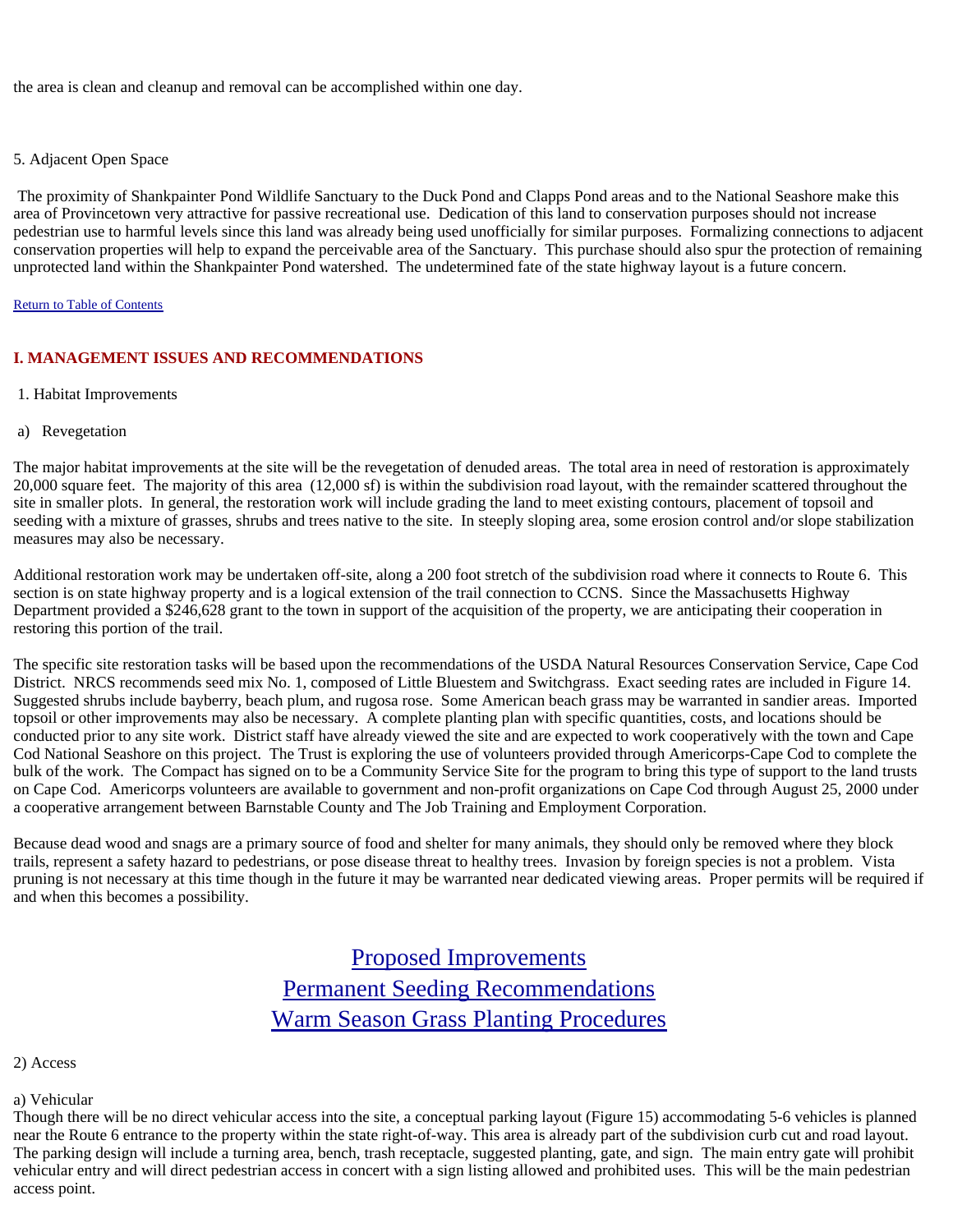the area is clean and cleanup and removal can be accomplished within one day.

5. Adjacent Open Space

The proximity of Shankpainter Pond Wildlife Sanctuary to the Duck Pond and Clapps Pond areas and to the National Seashore make this area of Provincetown very attractive for passive recreational use. Dedication of this land to conservation purposes should not increase pedestrian use to harmful levels since this land was already being used unofficially for similar purposes. Formalizing connections to adjacent conservation properties will help to expand the perceivable area of the Sanctuary. This purchase should also spur the protection of remaining unprotected land within the Shankpainter Pond watershed. The undetermined fate of the state highway layout is a future concern.

[Return to Table of Contents]

## I. MANAGEMENT ISSUES AND RECOMMENDATIONS

1. Habitat Improvements

a) Revegetation

The major habitat improvements at the site will be the revegetation of denuded areas. The total area in need of restoration is approximately 20,000 square feet. The majority of this area (12,000 sf) is within the subdivision road layout, with the remainder scattered throughout the site in smaller plots. In general, the restoration work will include grading the land to meet existing contours, placement of topsoil and seeding with a mixture of grasses, shrubs and trees native to the site. In steeply sloping area, some erosion control and/or slope stabilization measures may also be necessary.

Additional restoration work may be undertaken off-site, along a 200 foot stretch of the subdivision road where it connects to Route 6. This section is on state highway property and is a logical extension of the trail connection to CCNS. Since the Massachusetts Highway Department provided a $246,628 grant to the town in support of the acquisition of the property, we are anticipating their cooperation in restoring this portion of the trail.

The specific site restoration tasks will be based upon the recommendations of the USDA Natural Resources Conservation Service, Cape Cod District. NRCS recommends seed mix No. 1, composed of Little Bluestem and Switchgrass. Exact seeding rates are included in Figure 14. Suggested shrubs include bayberry, beach plum, and rugosa rose. Some American beach grass may be warranted in sandier areas. Imported topsoil or other improvements may also be necessary. A complete planting plan with specific quantities, costs, and locations should be conducted prior to any site work. District staff have already viewed the site and are expected to work cooperatively with the town and Cape Cod National Seashore on this project. The Trust is exploring the use of volunteers provided through Americorps-Cape Cod to complete the bulk of the work. The Compact has signed on to be a Community Service Site for the program to bring this type of support to the land trusts on Cape Cod. Americorps volunteers are available to government and non-profit organizations on Cape Cod through August 25, 2000 under a cooperative arrangement between Barnstable County and The Job Training and Employment Corporation.

Because dead wood and snags are a primary source of food and shelter for many animals, they should only be removed where they block trails, represent a safety hazard to pedestrians, or pose disease threat to healthy trees. Invasion by foreign species is not a problem. Vista pruning is not necessary at this time though in the future it may be warranted near dedicated viewing areas. Proper permits will be required if and when this becomes a possibility.

[Proposed Improvements]
[Permanent Seeding Recommendations]
[Warm Season Grass Planting Procedures]

2) Access

a) Vehicular

Though there will be no direct vehicular access into the site, a conceptual parking layout (Figure 15) accommodating 5-6 vehicles is planned near the Route 6 entrance to the property within the state right-of-way. This area is already part of the subdivision curb cut and road layout. The parking design will include a turning area, bench, trash receptacle, suggested planting, gate, and sign. The main entry gate will prohibit vehicular entry and will direct pedestrian access in concert with a sign listing allowed and prohibited uses. This will be the main pedestrian access point.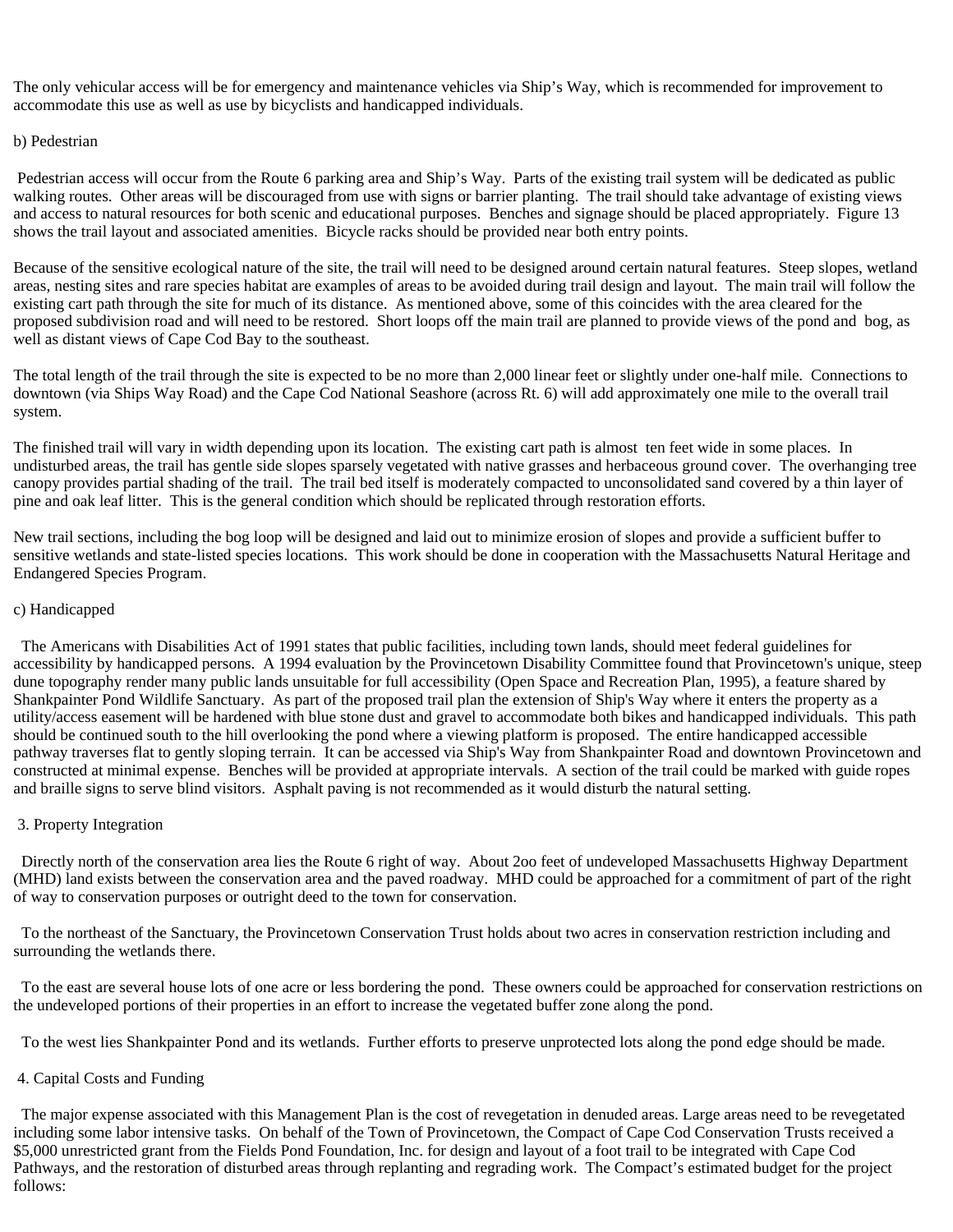The only vehicular access will be for emergency and maintenance vehicles via Ship's Way, which is recommended for improvement to accommodate this use as well as use by bicyclists and handicapped individuals.

b) Pedestrian

Pedestrian access will occur from the Route 6 parking area and Ship's Way. Parts of the existing trail system will be dedicated as public walking routes. Other areas will be discouraged from use with signs or barrier planting. The trail should take advantage of existing views and access to natural resources for both scenic and educational purposes. Benches and signage should be placed appropriately. Figure 13 shows the trail layout and associated amenities. Bicycle racks should be provided near both entry points.

Because of the sensitive ecological nature of the site, the trail will need to be designed around certain natural features. Steep slopes, wetland areas, nesting sites and rare species habitat are examples of areas to be avoided during trail design and layout. The main trail will follow the existing cart path through the site for much of its distance. As mentioned above, some of this coincides with the area cleared for the proposed subdivision road and will need to be restored. Short loops off the main trail are planned to provide views of the pond and bog, as well as distant views of Cape Cod Bay to the southeast.

The total length of the trail through the site is expected to be no more than 2,000 linear feet or slightly under one-half mile. Connections to downtown (via Ships Way Road) and the Cape Cod National Seashore (across Rt. 6) will add approximately one mile to the overall trail system.

The finished trail will vary in width depending upon its location. The existing cart path is almost ten feet wide in some places. In undisturbed areas, the trail has gentle side slopes sparsely vegetated with native grasses and herbaceous ground cover. The overhanging tree canopy provides partial shading of the trail. The trail bed itself is moderately compacted to unconsolidated sand covered by a thin layer of pine and oak leaf litter. This is the general condition which should be replicated through restoration efforts.

New trail sections, including the bog loop will be designed and laid out to minimize erosion of slopes and provide a sufficient buffer to sensitive wetlands and state-listed species locations. This work should be done in cooperation with the Massachusetts Natural Heritage and Endangered Species Program.

c) Handicapped

The Americans with Disabilities Act of 1991 states that public facilities, including town lands, should meet federal guidelines for accessibility by handicapped persons. A 1994 evaluation by the Provincetown Disability Committee found that Provincetown's unique, steep dune topography render many public lands unsuitable for full accessibility (Open Space and Recreation Plan, 1995), a feature shared by Shankpainter Pond Wildlife Sanctuary. As part of the proposed trail plan the extension of Ship's Way where it enters the property as a utility/access easement will be hardened with blue stone dust and gravel to accommodate both bikes and handicapped individuals. This path should be continued south to the hill overlooking the pond where a viewing platform is proposed. The entire handicapped accessible pathway traverses flat to gently sloping terrain. It can be accessed via Ship's Way from Shankpainter Road and downtown Provincetown and constructed at minimal expense. Benches will be provided at appropriate intervals. A section of the trail could be marked with guide ropes and braille signs to serve blind visitors. Asphalt paving is not recommended as it would disturb the natural setting.

3. Property Integration

Directly north of the conservation area lies the Route 6 right of way. About 2oo feet of undeveloped Massachusetts Highway Department (MHD) land exists between the conservation area and the paved roadway. MHD could be approached for a commitment of part of the right of way to conservation purposes or outright deed to the town for conservation.

To the northeast of the Sanctuary, the Provincetown Conservation Trust holds about two acres in conservation restriction including and surrounding the wetlands there.

To the east are several house lots of one acre or less bordering the pond. These owners could be approached for conservation restrictions on the undeveloped portions of their properties in an effort to increase the vegetated buffer zone along the pond.

To the west lies Shankpainter Pond and its wetlands. Further efforts to preserve unprotected lots along the pond edge should be made.

4. Capital Costs and Funding

The major expense associated with this Management Plan is the cost of revegetation in denuded areas. Large areas need to be revegetated including some labor intensive tasks. On behalf of the Town of Provincetown, the Compact of Cape Cod Conservation Trusts received a $5,000 unrestricted grant from the Fields Pond Foundation, Inc. for design and layout of a foot trail to be integrated with Cape Cod Pathways, and the restoration of disturbed areas through replanting and regrading work. The Compact's estimated budget for the project follows: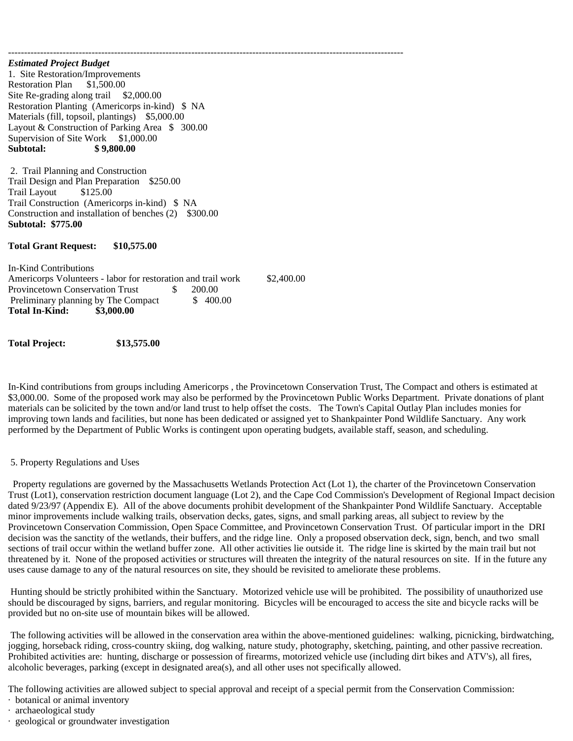---

***Estimated Project Budget***

1. Site Restoration/Improvements

Restoration Plan $1,500.00
Site Re-grading along trail $2,000.00
Restoration Planting (Americorps in-kind) $ NA
Materials (fill, topsoil, plantings) $5,000.00
Layout & Construction of Parking Area $ 300.00
Supervision of Site Work $1,000.00
**Subtotal: $ 9,800.00**

2. Trail Planning and Construction

Trail Design and Plan Preparation $250.00
Trail Layout $125.00
Trail Construction (Americorps in-kind) $ NA
Construction and installation of benches (2) $300.00
**Subtotal: $775.00**

**Total Grant Request: $10,575.00**

In-Kind Contributions
Americorps Volunteers - labor for restoration and trail work $2,400.00
Provincetown Conservation Trust $ 200.00
Preliminary planning by The Compact $ 400.00
**Total In-Kind: $3,000.00**

**Total Project: $13,575.00**

In-Kind contributions from groups including Americorps , the Provincetown Conservation Trust, The Compact and others is estimated at $3,000.00. Some of the proposed work may also be performed by the Provincetown Public Works Department. Private donations of plant materials can be solicited by the town and/or land trust to help offset the costs. The Town's Capital Outlay Plan includes monies for improving town lands and facilities, but none has been dedicated or assigned yet to Shankpainter Pond Wildlife Sanctuary. Any work performed by the Department of Public Works is contingent upon operating budgets, available staff, season, and scheduling.

5. Property Regulations and Uses

Property regulations are governed by the Massachusetts Wetlands Protection Act (Lot 1), the charter of the Provincetown Conservation Trust (Lot1), conservation restriction document language (Lot 2), and the Cape Cod Commission's Development of Regional Impact decision dated 9/23/97 (Appendix E). All of the above documents prohibit development of the Shankpainter Pond Wildlife Sanctuary. Acceptable minor improvements include walking trails, observation decks, gates, signs, and small parking areas, all subject to review by the Provincetown Conservation Commission, Open Space Committee, and Provincetown Conservation Trust. Of particular import in the DRI decision was the sanctity of the wetlands, their buffers, and the ridge line. Only a proposed observation deck, sign, bench, and two small sections of trail occur within the wetland buffer zone. All other activities lie outside it. The ridge line is skirted by the main trail but not threatened by it. None of the proposed activities or structures will threaten the integrity of the natural resources on site. If in the future any uses cause damage to any of the natural resources on site, they should be revisited to ameliorate these problems.

Hunting should be strictly prohibited within the Sanctuary. Motorized vehicle use will be prohibited. The possibility of unauthorized use should be discouraged by signs, barriers, and regular monitoring. Bicycles will be encouraged to access the site and bicycle racks will be provided but no on-site use of mountain bikes will be allowed.

The following activities will be allowed in the conservation area within the above-mentioned guidelines: walking, picnicking, birdwatching, jogging, horseback riding, cross-country skiing, dog walking, nature study, photography, sketching, painting, and other passive recreation. Prohibited activities are: hunting, discharge or possession of firearms, motorized vehicle use (including dirt bikes and ATV's), all fires, alcoholic beverages, parking (except in designated area(s), and all other uses not specifically allowed.

The following activities are allowed subject to special approval and receipt of a special permit from the Conservation Commission:

- botanical or animal inventory
- archaeological study
- geological or groundwater investigation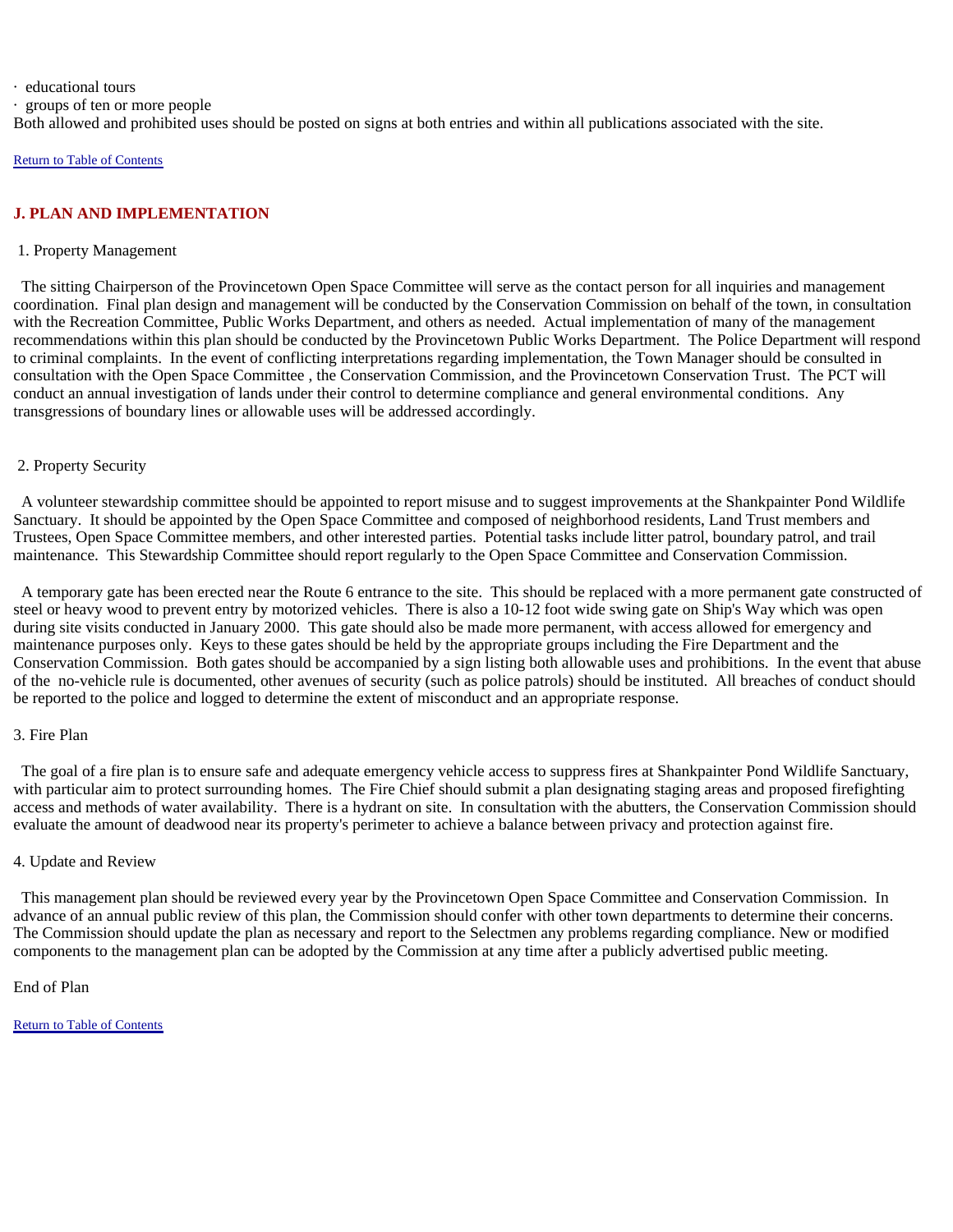- educational tours
- groups of ten or more people

Both allowed and prohibited uses should be posted on signs at both entries and within all publications associated with the site.

Return to Table of Contents

## J. PLAN AND IMPLEMENTATION

1. Property Management

The sitting Chairperson of the Provincetown Open Space Committee will serve as the contact person for all inquiries and management coordination. Final plan design and management will be conducted by the Conservation Commission on behalf of the town, in consultation with the Recreation Committee, Public Works Department, and others as needed. Actual implementation of many of the management recommendations within this plan should be conducted by the Provincetown Public Works Department. The Police Department will respond to criminal complaints. In the event of conflicting interpretations regarding implementation, the Town Manager should be consulted in consultation with the Open Space Committee , the Conservation Commission, and the Provincetown Conservation Trust. The PCT will conduct an annual investigation of lands under their control to determine compliance and general environmental conditions. Any transgressions of boundary lines or allowable uses will be addressed accordingly.

2. Property Security

A volunteer stewardship committee should be appointed to report misuse and to suggest improvements at the Shankpainter Pond Wildlife Sanctuary. It should be appointed by the Open Space Committee and composed of neighborhood residents, Land Trust members and Trustees, Open Space Committee members, and other interested parties. Potential tasks include litter patrol, boundary patrol, and trail maintenance. This Stewardship Committee should report regularly to the Open Space Committee and Conservation Commission.

A temporary gate has been erected near the Route 6 entrance to the site. This should be replaced with a more permanent gate constructed of steel or heavy wood to prevent entry by motorized vehicles. There is also a 10-12 foot wide swing gate on Ship's Way which was open during site visits conducted in January 2000. This gate should also be made more permanent, with access allowed for emergency and maintenance purposes only. Keys to these gates should be held by the appropriate groups including the Fire Department and the Conservation Commission. Both gates should be accompanied by a sign listing both allowable uses and prohibitions. In the event that abuse of the no-vehicle rule is documented, other avenues of security (such as police patrols) should be instituted. All breaches of conduct should be reported to the police and logged to determine the extent of misconduct and an appropriate response.

3. Fire Plan

The goal of a fire plan is to ensure safe and adequate emergency vehicle access to suppress fires at Shankpainter Pond Wildlife Sanctuary, with particular aim to protect surrounding homes. The Fire Chief should submit a plan designating staging areas and proposed firefighting access and methods of water availability. There is a hydrant on site. In consultation with the abutters, the Conservation Commission should evaluate the amount of deadwood near its property's perimeter to achieve a balance between privacy and protection against fire.

4. Update and Review

This management plan should be reviewed every year by the Provincetown Open Space Committee and Conservation Commission. In advance of an annual public review of this plan, the Commission should confer with other town departments to determine their concerns. The Commission should update the plan as necessary and report to the Selectmen any problems regarding compliance. New or modified components to the management plan can be adopted by the Commission at any time after a publicly advertised public meeting.

End of Plan

Return to Table of Contents